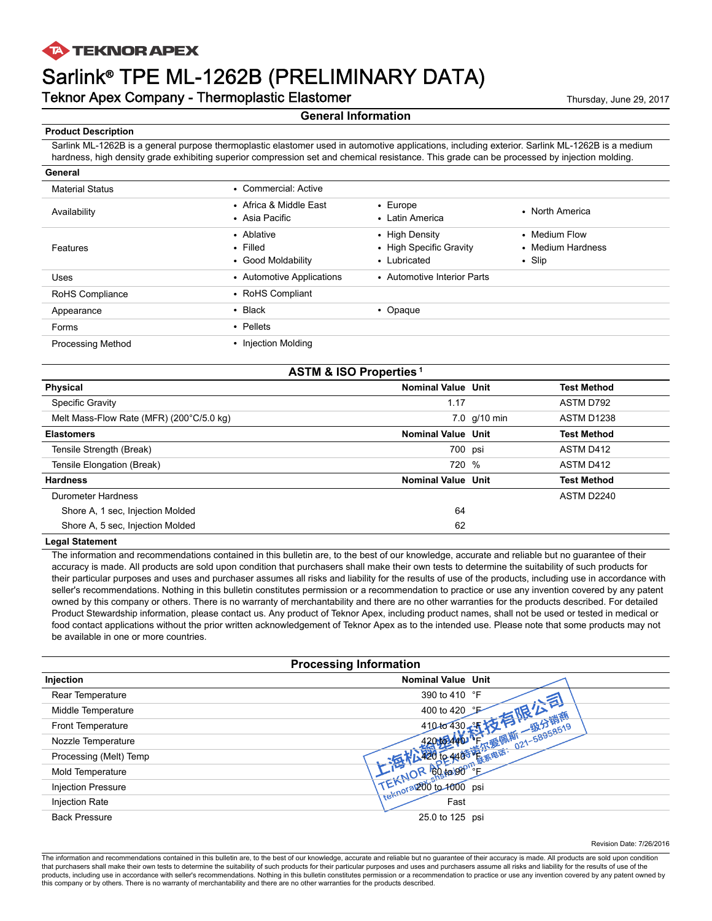TEKNOR APEX

# Sarlink® TPE ML-1262B (PRELIMINARY DATA)

## Teknor Apex Company - Thermoplastic Elastomer

Thursday, June 29, 2017

### General Information

**Product Description**

Sarlink ML-1262B is a general purpose thermoplastic elastomer used in automotive applications, including exterior. Sarlink ML-1262B is a medium hardness, high density grade exhibiting superior compression set and chemical resistance. This grade can be processed by injection molding.

**General**

| | | | |
|---|---|---|---|
| Material Status | • Commercial: Active | | |
| Availability | • Africa & Middle East<br>• Asia Pacific | • Europe<br>• Latin America | • North America |
| Features | • Ablative<br>• Filled<br>• Good Moldability | • High Density<br>• High Specific Gravity<br>• Lubricated | • Medium Flow<br>• Medium Hardness<br>• Slip |
| Uses | • Automotive Applications | • Automotive Interior Parts | |
| RoHS Compliance | • RoHS Compliant | | |
| Appearance | • Black | • Opaque | |
| Forms | • Pellets | | |
| Processing Method | • Injection Molding | | |

### ASTM & ISO Properties [1]

| Physical | Nominal Value | Unit | Test Method |
|---|---|---|---|
| Specific Gravity | 1.17 | | ASTM D792 |
| Melt Mass-Flow Rate (MFR) (200°C/5.0 kg) | 7.0 | g/10 min | ASTM D1238 |
| **Elastomers** | **Nominal Value** | **Unit** | **Test Method** |
| Tensile Strength (Break) | 700 | psi | ASTM D412 |
| Tensile Elongation (Break) | 720 | % | ASTM D412 |
| **Hardness** | **Nominal Value** | **Unit** | **Test Method** |
| Durometer Hardness | | | ASTM D2240 |
| Shore A, 1 sec, Injection Molded | 64 | | |
| Shore A, 5 sec, Injection Molded | 62 | | |

**Legal Statement**

The information and recommendations contained in this bulletin are, to the best of our knowledge, accurate and reliable but no guarantee of their accuracy is made. All products are sold upon condition that purchasers shall make their own tests to determine the suitability of such products for their particular purposes and uses and purchaser assumes all risks and liability for the results of use of the products, including use in accordance with seller's recommendations. Nothing in this bulletin constitutes permission or a recommendation to practice or use any invention covered by any patent owned by this company or others. There is no warranty of merchantability and there are no other warranties for the products described. For detailed Product Stewardship information, please contact us. Any product of Teknor Apex, including product names, shall not be used or tested in medical or food contact applications without the prior written acknowledgement of Teknor Apex as to the intended use. Please note that some products may not be available in one or more countries.

### Processing Information

| Injection | Nominal Value | Unit |
|---|---|---|
| Rear Temperature | 390 to 410 | °F |
| Middle Temperature | 400 to 420 | °F |
| Front Temperature | 410 to 430 | °F |
| Nozzle Temperature | 420 to 440 | °F |
| Processing (Melt) Temp | 420 to 440 | °F |
| Mold Temperature | 60 to 90 | °F |
| Injection Pressure | 200 to 1000 | psi |
| Injection Rate | Fast | |
| Back Pressure | 25.0 to 125 | psi |

Revision Date: 7/26/2016

The information and recommendations contained in this bulletin are, to the best of our knowledge, accurate and reliable but no guarantee of their accuracy is made. All products are sold upon condition that purchasers shall make their own tests to determine the suitability of such products for their particular purposes and uses and purchasers assume all risks and liability for the results of use of the products, including use in accordance with seller's recommendations. Nothing in this bulletin constitutes permission or a recommendation to practice or use any invention covered by any patent owned by this company or by others. There is no warranty of merchantability and there are no other warranties for the products described.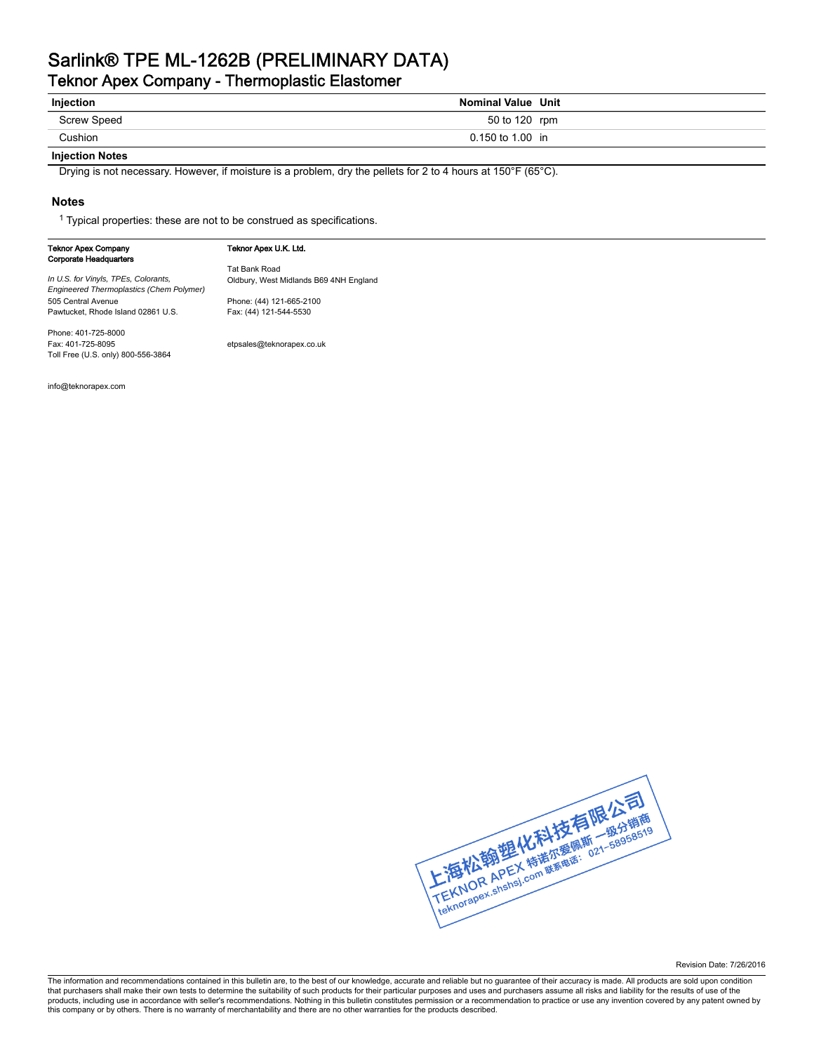# Sarlink® TPE ML-1262B (PRELIMINARY DATA)

## Teknor Apex Company - Thermoplastic Elastomer

| Injection | Nominal Value | Unit |
|---|---|---|
| Screw Speed | 50 to 120 | rpm |
| Cushion | 0.150 to 1.00 | in |

**Injection Notes**

Drying is not necessary. However, if moisture is a problem, dry the pellets for 2 to 4 hours at 150°F (65°C).

### Notes

[1] Typical properties: these are not to be construed as specifications.

**Teknor Apex Company**
**Corporate Headquarters**

*In U.S. for Vinyls, TPEs, Colorants, Engineered Thermoplastics (Chem Polymer)*

505 Central Avenue
Pawtucket, Rhode Island 02861 U.S.

Phone: 401-725-8000
Fax: 401-725-8095
Toll Free (U.S. only) 800-556-3864

info@teknorapex.com

**Teknor Apex U.K. Ltd.**

Tat Bank Road
Oldbury, West Midlands B69 4NH England

Phone: (44) 121-665-2100
Fax: (44) 121-544-5530

etpsales@teknorapex.co.uk

上海松翰塑化科技有限公司
TEKNOR APEX 特诺尔爱佩斯 一级分销商
teknorapex.shshsj.com 联系电话：021-58958519

Revision Date: 7/26/2016

The information and recommendations contained in this bulletin are, to the best of our knowledge, accurate and reliable but no guarantee of their accuracy is made. All products are sold upon condition that purchasers shall make their own tests to determine the suitability of such products for their particular purposes and uses and purchasers assume all risks and liability for the results of use of the products, including use in accordance with seller's recommendations. Nothing in this bulletin constitutes permission or a recommendation to practice or use any invention covered by any patent owned by this company or by others. There is no warranty of merchantability and there are no other warranties for the products described.